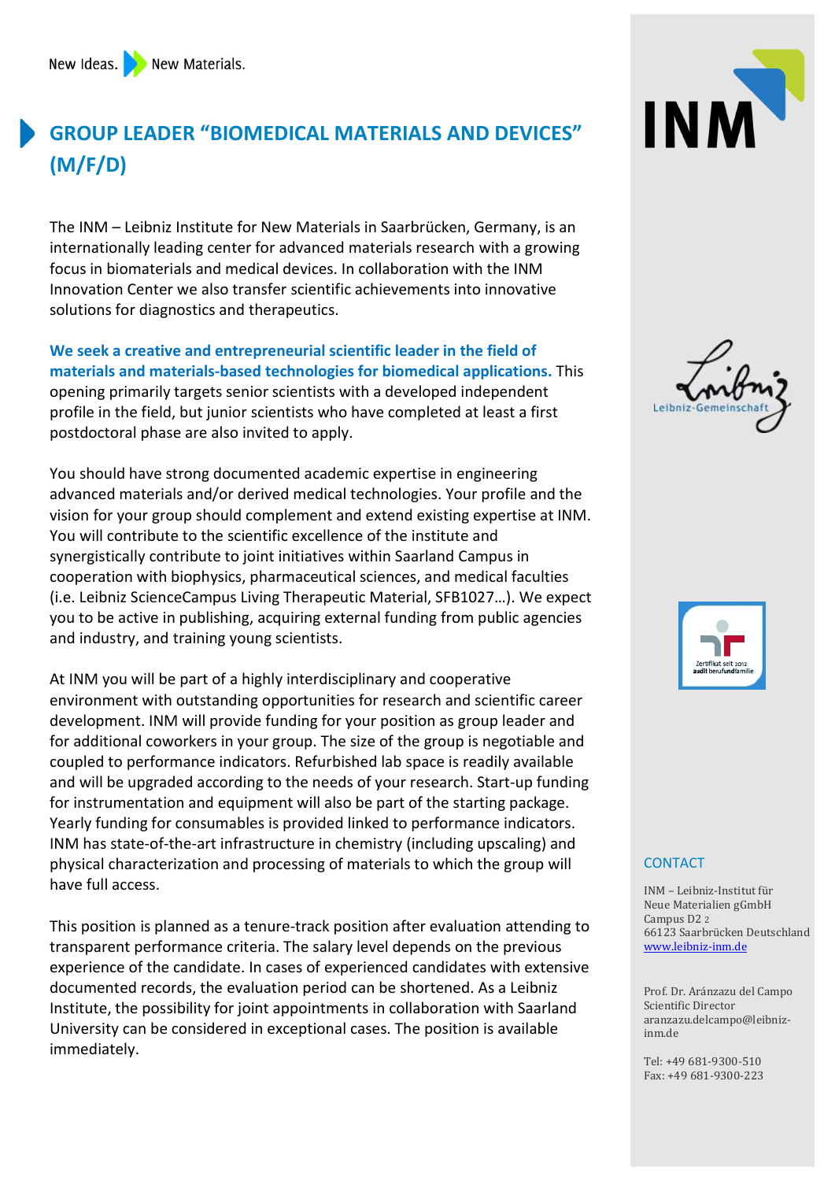New Ideas. New Materials.

# GROUP LEADER "BIOMEDICAL MATERIALS AND DEVICES" (M/F/D)

The INM – Leibniz Institute for New Materials in Saarbrücken, Germany, is an internationally leading center for advanced materials research with a growing focus in biomaterials and medical devices. In collaboration with the INM Innovation Center we also transfer scientific achievements into innovative solutions for diagnostics and therapeutics.

**We seek a creative and entrepreneurial scientific leader in the field of materials and materials-based technologies for biomedical applications.** This opening primarily targets senior scientists with a developed independent profile in the field, but junior scientists who have completed at least a first postdoctoral phase are also invited to apply.

You should have strong documented academic expertise in engineering advanced materials and/or derived medical technologies. Your profile and the vision for your group should complement and extend existing expertise at INM. You will contribute to the scientific excellence of the institute and synergistically contribute to joint initiatives within Saarland Campus in cooperation with biophysics, pharmaceutical sciences, and medical faculties (i.e. Leibniz ScienceCampus Living Therapeutic Material, SFB1027…). We expect you to be active in publishing, acquiring external funding from public agencies and industry, and training young scientists.

At INM you will be part of a highly interdisciplinary and cooperative environment with outstanding opportunities for research and scientific career development. INM will provide funding for your position as group leader and for additional coworkers in your group. The size of the group is negotiable and coupled to performance indicators. Refurbished lab space is readily available and will be upgraded according to the needs of your research. Start-up funding for instrumentation and equipment will also be part of the starting package. Yearly funding for consumables is provided linked to performance indicators. INM has state-of-the-art infrastructure in chemistry (including upscaling) and physical characterization and processing of materials to which the group will have full access.

This position is planned as a tenure-track position after evaluation attending to transparent performance criteria. The salary level depends on the previous experience of the candidate. In cases of experienced candidates with extensive documented records, the evaluation period can be shortened. As a Leibniz Institute, the possibility for joint appointments in collaboration with Saarland University can be considered in exceptional cases. The position is available immediately.

INM

Leibniz-Gemeinschaft

Zertifikat seit 2012 audit berufundfamilie

## CONTACT

INM – Leibniz-Institut für Neue Materialien gGmbH
Campus D2 2
66123 Saarbrücken Deutschland
www.leibniz-inm.de

Prof. Dr. Aránzazu del Campo
Scientific Director
aranzazu.delcampo@leibniz-inm.de

Tel: +49 681-9300-510
Fax: +49 681-9300-223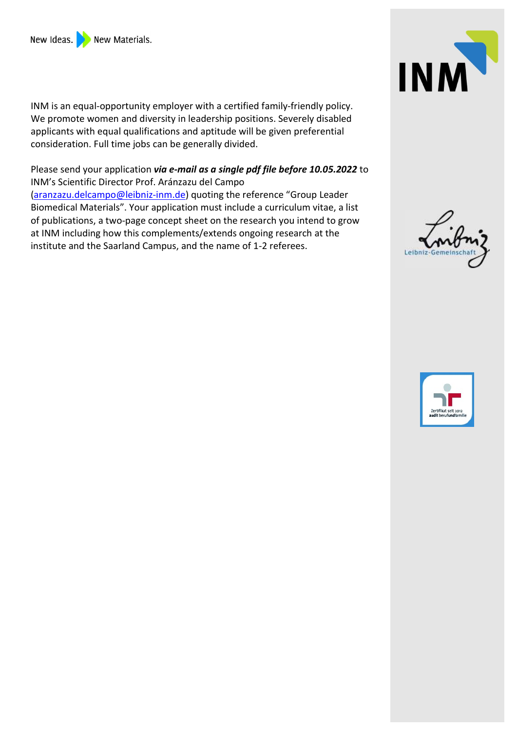INM is an equal-opportunity employer with a certified family-friendly policy. We promote women and diversity in leadership positions. Severely disabled applicants with equal qualifications and aptitude will be given preferential consideration. Full time jobs can be generally divided.

Please send your application ***via e-mail as a single pdf file before 10.05.2022*** to INM's Scientific Director Prof. Aránzazu del Campo (aranzazu.delcampo@leibniz-inm.de) quoting the reference "Group Leader Biomedical Materials". Your application must include a curriculum vitae, a list of publications, a two-page concept sheet on the research you intend to grow at INM including how this complements/extends ongoing research at the institute and the Saarland Campus, and the name of 1-2 referees.